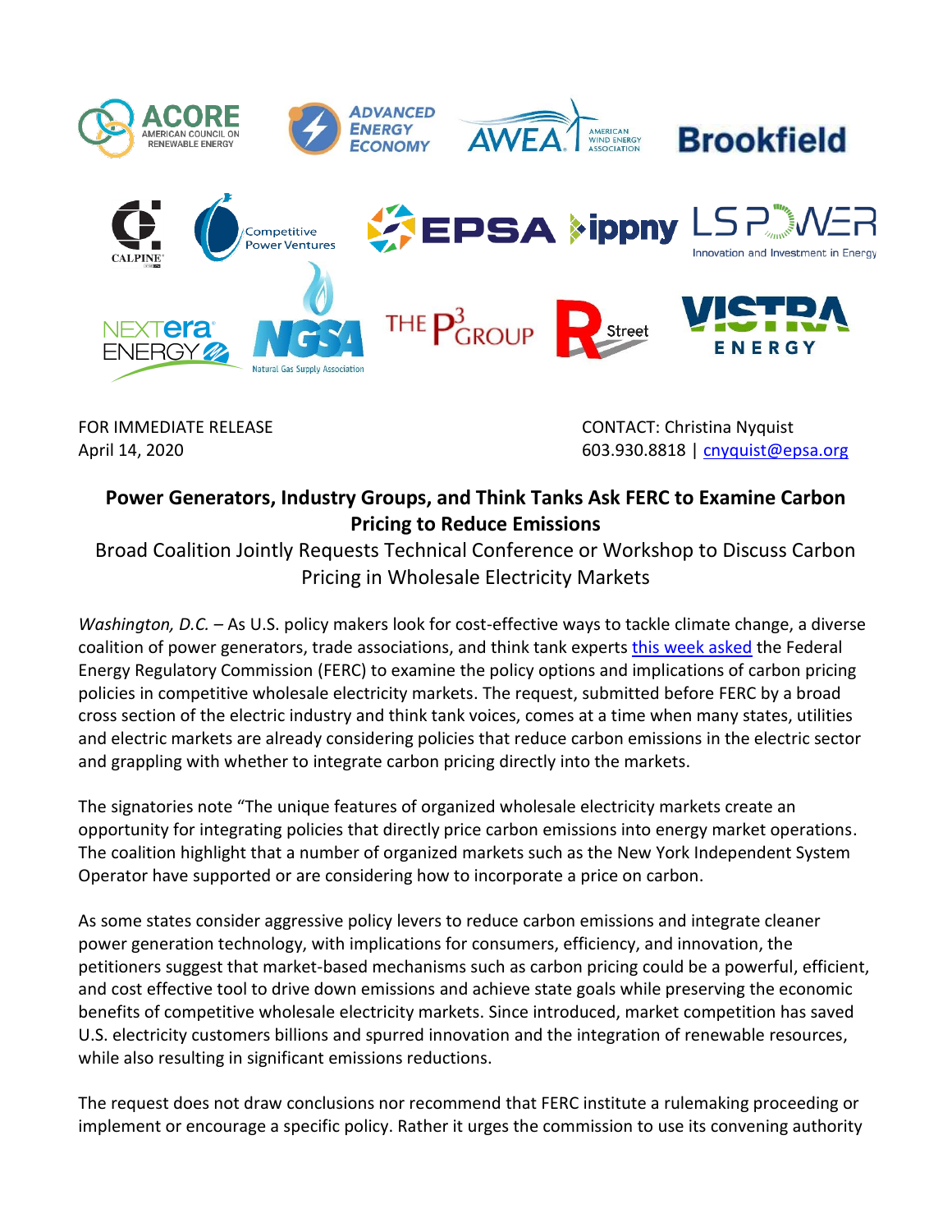ACORE American Council on Renewable Energy | Advanced Energy Economy | AWEA American Wind Energy Association | Brookfield | Calpine | Competitive Power Ventures | EPSA | ippny | LS Power Innovation and Investment in Energy | NextEra Energy | NGSA Natural Gas Supply Association | The P3 Group | R Street | Vistra Energy

FOR IMMEDIATE RELEASE
April 14, 2020

CONTACT: Christina Nyquist
603.930.8818 | cnyquist@epsa.org

## Power Generators, Industry Groups, and Think Tanks Ask FERC to Examine Carbon Pricing to Reduce Emissions

Broad Coalition Jointly Requests Technical Conference or Workshop to Discuss Carbon Pricing in Wholesale Electricity Markets

*Washington, D.C.* – As U.S. policy makers look for cost-effective ways to tackle climate change, a diverse coalition of power generators, trade associations, and think tank experts this week asked the Federal Energy Regulatory Commission (FERC) to examine the policy options and implications of carbon pricing policies in competitive wholesale electricity markets. The request, submitted before FERC by a broad cross section of the electric industry and think tank voices, comes at a time when many states, utilities and electric markets are already considering policies that reduce carbon emissions in the electric sector and grappling with whether to integrate carbon pricing directly into the markets.

The signatories note "The unique features of organized wholesale electricity markets create an opportunity for integrating policies that directly price carbon emissions into energy market operations. The coalition highlight that a number of organized markets such as the New York Independent System Operator have supported or are considering how to incorporate a price on carbon.

As some states consider aggressive policy levers to reduce carbon emissions and integrate cleaner power generation technology, with implications for consumers, efficiency, and innovation, the petitioners suggest that market-based mechanisms such as carbon pricing could be a powerful, efficient, and cost effective tool to drive down emissions and achieve state goals while preserving the economic benefits of competitive wholesale electricity markets. Since introduced, market competition has saved U.S. electricity customers billions and spurred innovation and the integration of renewable resources, while also resulting in significant emissions reductions.

The request does not draw conclusions nor recommend that FERC institute a rulemaking proceeding or implement or encourage a specific policy. Rather it urges the commission to use its convening authority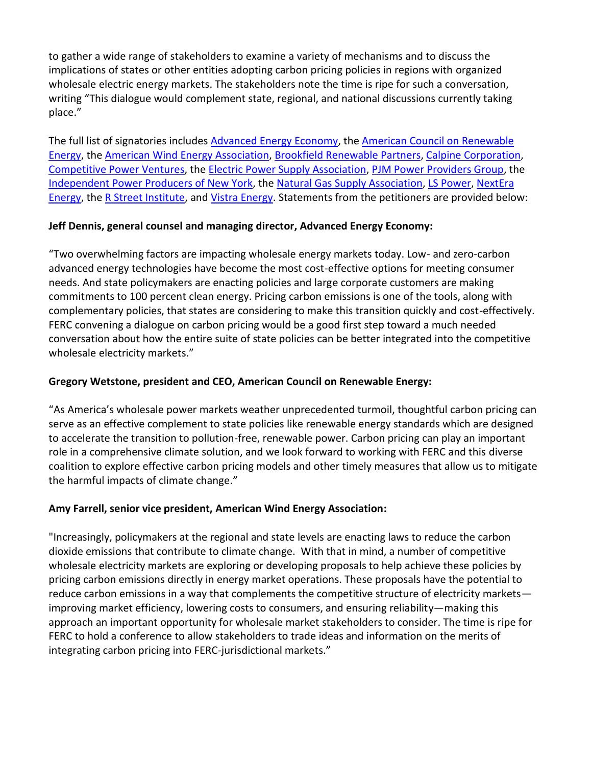to gather a wide range of stakeholders to examine a variety of mechanisms and to discuss the implications of states or other entities adopting carbon pricing policies in regions with organized wholesale electric energy markets. The stakeholders note the time is ripe for such a conversation, writing "This dialogue would complement state, regional, and national discussions currently taking place."

The full list of signatories includes Advanced Energy Economy, the American Council on Renewable Energy, the American Wind Energy Association, Brookfield Renewable Partners, Calpine Corporation, Competitive Power Ventures, the Electric Power Supply Association, PJM Power Providers Group, the Independent Power Producers of New York, the Natural Gas Supply Association, LS Power, NextEra Energy, the R Street Institute, and Vistra Energy. Statements from the petitioners are provided below:

**Jeff Dennis, general counsel and managing director, Advanced Energy Economy:**

"Two overwhelming factors are impacting wholesale energy markets today. Low- and zero-carbon advanced energy technologies have become the most cost-effective options for meeting consumer needs. And state policymakers are enacting policies and large corporate customers are making commitments to 100 percent clean energy. Pricing carbon emissions is one of the tools, along with complementary policies, that states are considering to make this transition quickly and cost-effectively. FERC convening a dialogue on carbon pricing would be a good first step toward a much needed conversation about how the entire suite of state policies can be better integrated into the competitive wholesale electricity markets."

**Gregory Wetstone, president and CEO, American Council on Renewable Energy:**

"As America's wholesale power markets weather unprecedented turmoil, thoughtful carbon pricing can serve as an effective complement to state policies like renewable energy standards which are designed to accelerate the transition to pollution-free, renewable power. Carbon pricing can play an important role in a comprehensive climate solution, and we look forward to working with FERC and this diverse coalition to explore effective carbon pricing models and other timely measures that allow us to mitigate the harmful impacts of climate change."

**Amy Farrell, senior vice president, American Wind Energy Association:**

"Increasingly, policymakers at the regional and state levels are enacting laws to reduce the carbon dioxide emissions that contribute to climate change. With that in mind, a number of competitive wholesale electricity markets are exploring or developing proposals to help achieve these policies by pricing carbon emissions directly in energy market operations. These proposals have the potential to reduce carbon emissions in a way that complements the competitive structure of electricity markets—improving market efficiency, lowering costs to consumers, and ensuring reliability—making this approach an important opportunity for wholesale market stakeholders to consider. The time is ripe for FERC to hold a conference to allow stakeholders to trade ideas and information on the merits of integrating carbon pricing into FERC-jurisdictional markets."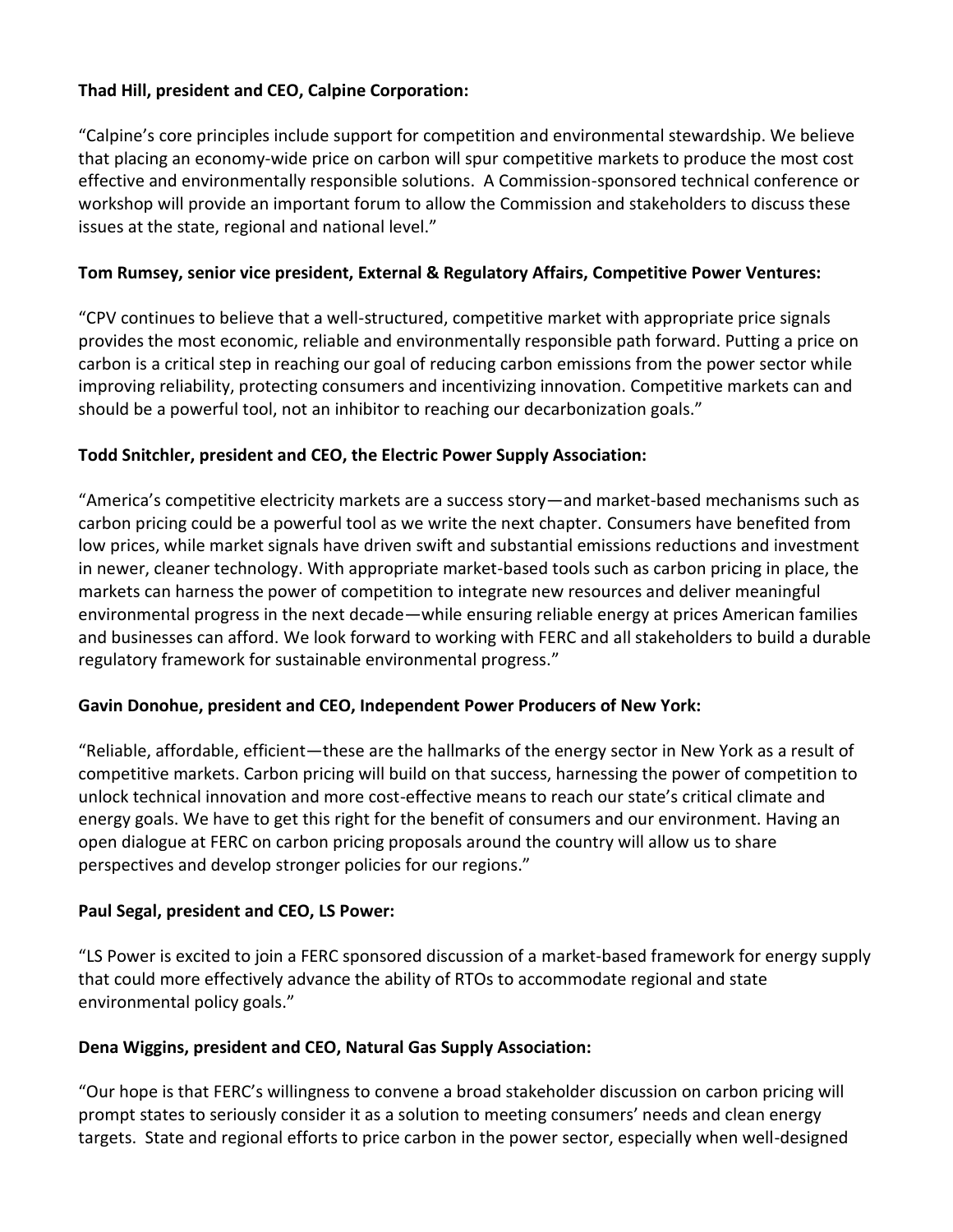**Thad Hill, president and CEO, Calpine Corporation:**

"Calpine's core principles include support for competition and environmental stewardship. We believe that placing an economy-wide price on carbon will spur competitive markets to produce the most cost effective and environmentally responsible solutions. A Commission-sponsored technical conference or workshop will provide an important forum to allow the Commission and stakeholders to discuss these issues at the state, regional and national level."

**Tom Rumsey, senior vice president, External & Regulatory Affairs, Competitive Power Ventures:**

"CPV continues to believe that a well-structured, competitive market with appropriate price signals provides the most economic, reliable and environmentally responsible path forward. Putting a price on carbon is a critical step in reaching our goal of reducing carbon emissions from the power sector while improving reliability, protecting consumers and incentivizing innovation. Competitive markets can and should be a powerful tool, not an inhibitor to reaching our decarbonization goals."

**Todd Snitchler, president and CEO, the Electric Power Supply Association:**

"America's competitive electricity markets are a success story—and market-based mechanisms such as carbon pricing could be a powerful tool as we write the next chapter. Consumers have benefited from low prices, while market signals have driven swift and substantial emissions reductions and investment in newer, cleaner technology. With appropriate market-based tools such as carbon pricing in place, the markets can harness the power of competition to integrate new resources and deliver meaningful environmental progress in the next decade—while ensuring reliable energy at prices American families and businesses can afford. We look forward to working with FERC and all stakeholders to build a durable regulatory framework for sustainable environmental progress."

**Gavin Donohue, president and CEO, Independent Power Producers of New York:**

"Reliable, affordable, efficient—these are the hallmarks of the energy sector in New York as a result of competitive markets. Carbon pricing will build on that success, harnessing the power of competition to unlock technical innovation and more cost-effective means to reach our state's critical climate and energy goals. We have to get this right for the benefit of consumers and our environment. Having an open dialogue at FERC on carbon pricing proposals around the country will allow us to share perspectives and develop stronger policies for our regions."

**Paul Segal, president and CEO, LS Power:**

"LS Power is excited to join a FERC sponsored discussion of a market-based framework for energy supply that could more effectively advance the ability of RTOs to accommodate regional and state environmental policy goals."

**Dena Wiggins, president and CEO, Natural Gas Supply Association:**

"Our hope is that FERC's willingness to convene a broad stakeholder discussion on carbon pricing will prompt states to seriously consider it as a solution to meeting consumers' needs and clean energy targets. State and regional efforts to price carbon in the power sector, especially when well-designed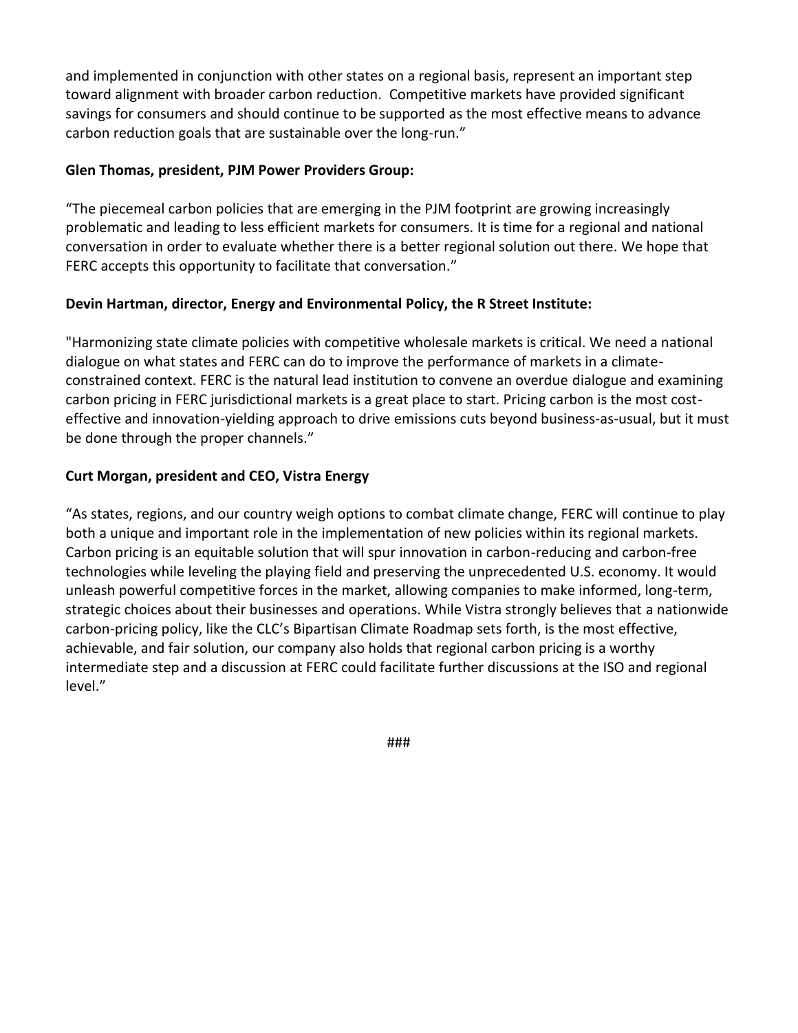and implemented in conjunction with other states on a regional basis, represent an important step toward alignment with broader carbon reduction. Competitive markets have provided significant savings for consumers and should continue to be supported as the most effective means to advance carbon reduction goals that are sustainable over the long-run."

**Glen Thomas, president, PJM Power Providers Group:**

"The piecemeal carbon policies that are emerging in the PJM footprint are growing increasingly problematic and leading to less efficient markets for consumers. It is time for a regional and national conversation in order to evaluate whether there is a better regional solution out there. We hope that FERC accepts this opportunity to facilitate that conversation."

**Devin Hartman, director, Energy and Environmental Policy, the R Street Institute:**

"Harmonizing state climate policies with competitive wholesale markets is critical. We need a national dialogue on what states and FERC can do to improve the performance of markets in a climate-constrained context. FERC is the natural lead institution to convene an overdue dialogue and examining carbon pricing in FERC jurisdictional markets is a great place to start. Pricing carbon is the most cost-effective and innovation-yielding approach to drive emissions cuts beyond business-as-usual, but it must be done through the proper channels."

**Curt Morgan, president and CEO, Vistra Energy**

"As states, regions, and our country weigh options to combat climate change, FERC will continue to play both a unique and important role in the implementation of new policies within its regional markets. Carbon pricing is an equitable solution that will spur innovation in carbon-reducing and carbon-free technologies while leveling the playing field and preserving the unprecedented U.S. economy. It would unleash powerful competitive forces in the market, allowing companies to make informed, long-term, strategic choices about their businesses and operations. While Vistra strongly believes that a nationwide carbon-pricing policy, like the CLC's Bipartisan Climate Roadmap sets forth, is the most effective, achievable, and fair solution, our company also holds that regional carbon pricing is a worthy intermediate step and a discussion at FERC could facilitate further discussions at the ISO and regional level."

###